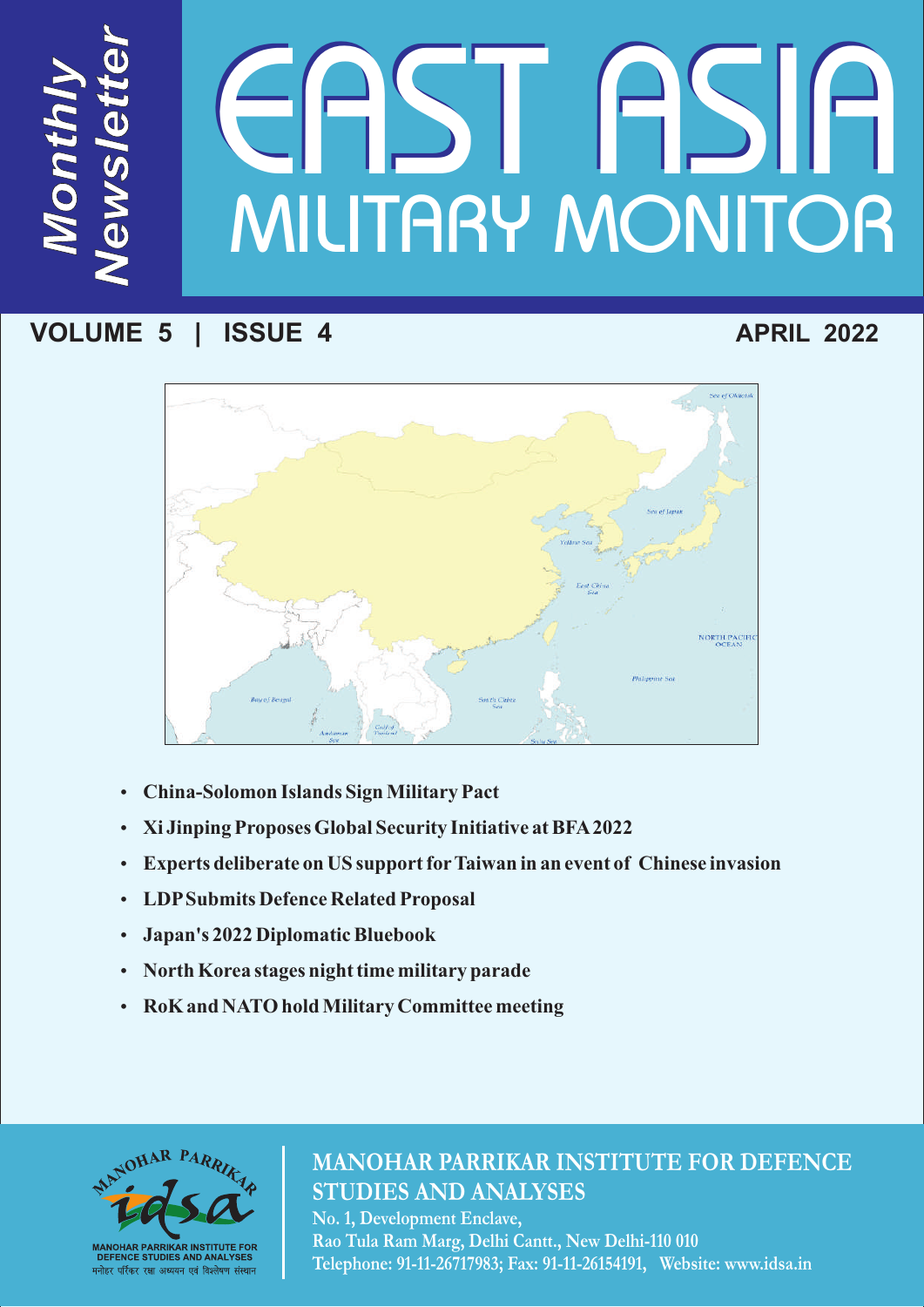*Monthly Newsletter*

# EAST ASIA MILITARY MONITOR

**VOLUME 5 | ISSUE 4** **APRIL 2022**

- **China-Solomon Islands Sign Military Pact**
- **Xi Jinping Proposes Global Security Initiative at BFA 2022**
- **Experts deliberate on US support for Taiwan in an event of Chinese invasion**
- **LDP Submits Defence Related Proposal**
- **Japan's 2022 Diplomatic Bluebook**
- **North Korea stages night time military parade**
- **RoK and NATO hold Military Committee meeting**

MANOHAR PARRIKAR INSTITUTE FOR DEFENCE STUDIES AND ANALYSES
मनोहर पर्रिकर रक्षा अध्ययन एवं विश्लेषण संस्थान

**MANOHAR PARRIKAR INSTITUTE FOR DEFENCE STUDIES AND ANALYSES**

No. 1, Development Enclave,
Rao Tula Ram Marg, Delhi Cantt., New Delhi-110 010
Telephone: 91-11-26717983; Fax: 91-11-26154191, Website: www.idsa.in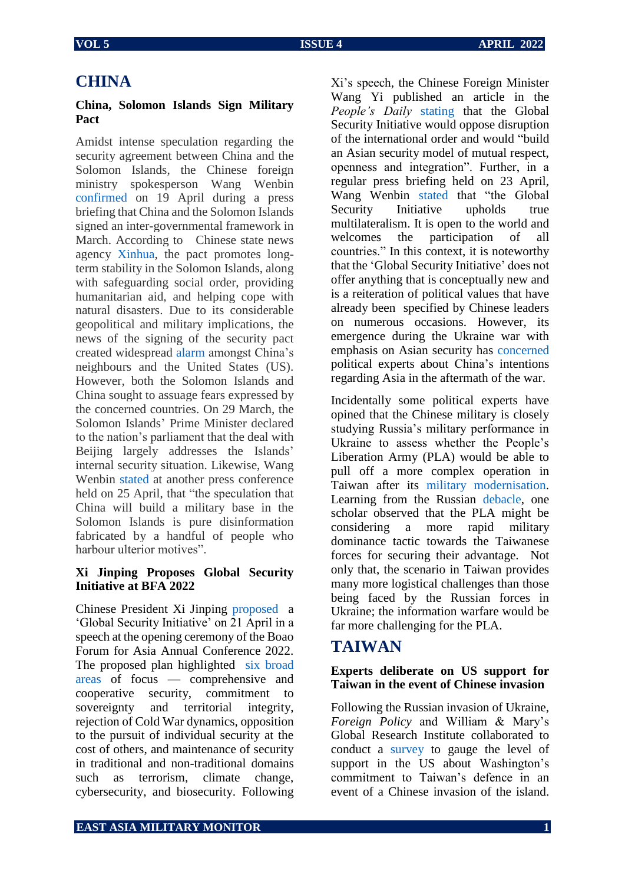# CHINA

### China, Solomon Islands Sign Military Pact

Amidst intense speculation regarding the security agreement between China and the Solomon Islands, the Chinese foreign ministry spokesperson Wang Wenbin confirmed on 19 April during a press briefing that China and the Solomon Islands signed an inter-governmental framework in March. According to Chinese state news agency Xinhua, the pact promotes long-term stability in the Solomon Islands, along with safeguarding social order, providing humanitarian aid, and helping cope with natural disasters. Due to its considerable geopolitical and military implications, the news of the signing of the security pact created widespread alarm amongst China's neighbours and the United States (US). However, both the Solomon Islands and China sought to assuage fears expressed by the concerned countries. On 29 March, the Solomon Islands' Prime Minister declared to the nation's parliament that the deal with Beijing largely addresses the Islands' internal security situation. Likewise, Wang Wenbin stated at another press conference held on 25 April, that "the speculation that China will build a military base in the Solomon Islands is pure disinformation fabricated by a handful of people who harbour ulterior motives".

### Xi Jinping Proposes Global Security Initiative at BFA 2022

Chinese President Xi Jinping proposed a 'Global Security Initiative' on 21 April in a speech at the opening ceremony of the Boao Forum for Asia Annual Conference 2022. The proposed plan highlighted six broad areas of focus — comprehensive and cooperative security, commitment to sovereignty and territorial integrity, rejection of Cold War dynamics, opposition to the pursuit of individual security at the cost of others, and maintenance of security in traditional and non-traditional domains such as terrorism, climate change, cybersecurity, and biosecurity. Following Xi's speech, the Chinese Foreign Minister Wang Yi published an article in the *People's Daily* stating that the Global Security Initiative would oppose disruption of the international order and would "build an Asian security model of mutual respect, openness and integration". Further, in a regular press briefing held on 23 April, Wang Wenbin stated that "the Global Security Initiative upholds true multilateralism. It is open to the world and welcomes the participation of all countries." In this context, it is noteworthy that the 'Global Security Initiative' does not offer anything that is conceptually new and is a reiteration of political values that have already been specified by Chinese leaders on numerous occasions. However, its emergence during the Ukraine war with emphasis on Asian security has concerned political experts about China's intentions regarding Asia in the aftermath of the war.

Incidentally some political experts have opined that the Chinese military is closely studying Russia's military performance in Ukraine to assess whether the People's Liberation Army (PLA) would be able to pull off a more complex operation in Taiwan after its military modernisation. Learning from the Russian debacle, one scholar observed that the PLA might be considering a more rapid military dominance tactic towards the Taiwanese forces for securing their advantage. Not only that, the scenario in Taiwan provides many more logistical challenges than those being faced by the Russian forces in Ukraine; the information warfare would be far more challenging for the PLA.

# TAIWAN

### Experts deliberate on US support for Taiwan in the event of Chinese invasion

Following the Russian invasion of Ukraine, *Foreign Policy* and William & Mary's Global Research Institute collaborated to conduct a survey to gauge the level of support in the US about Washington's commitment to Taiwan's defence in an event of a Chinese invasion of the island.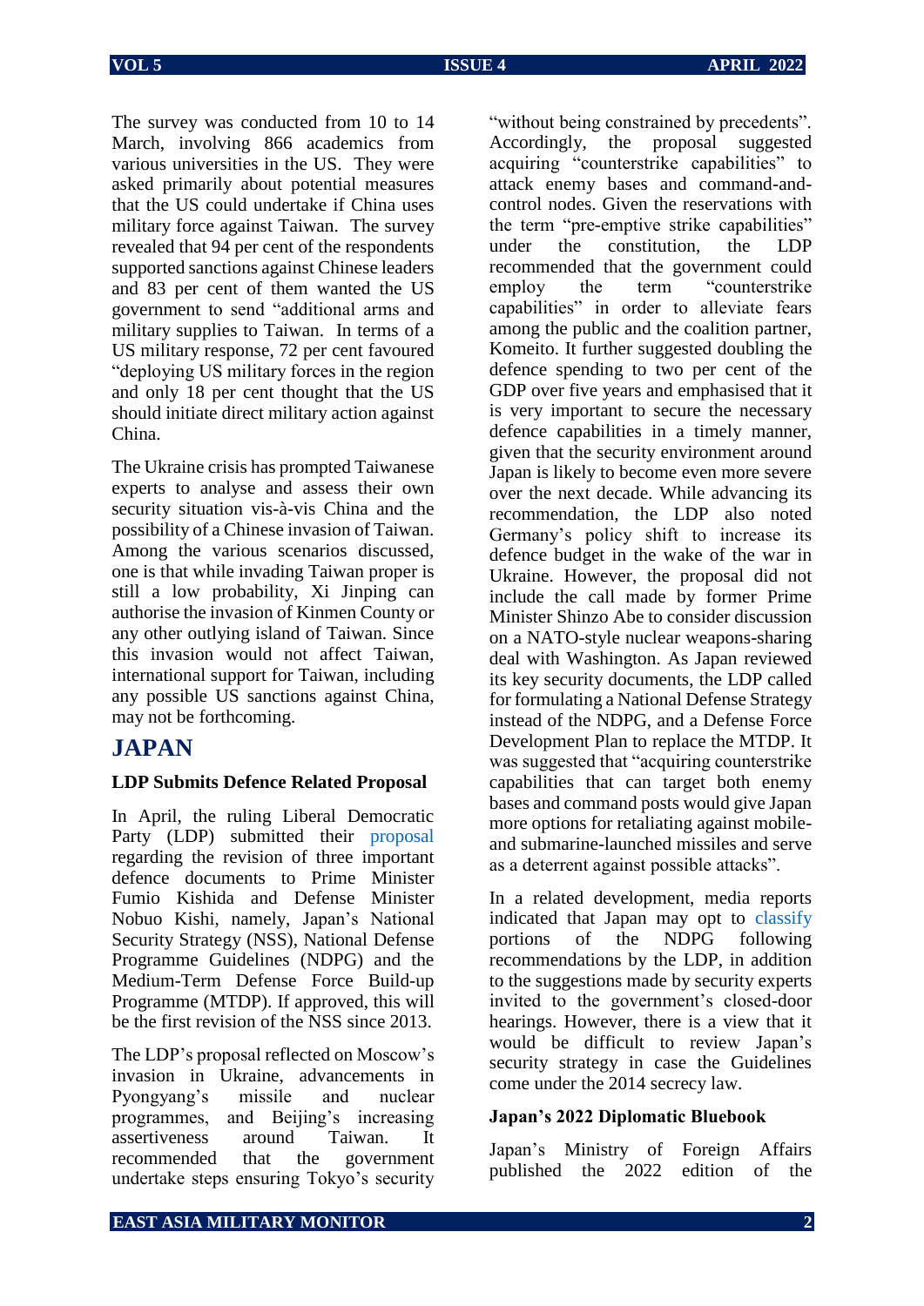The survey was conducted from 10 to 14 March, involving 866 academics from various universities in the US. They were asked primarily about potential measures that the US could undertake if China uses military force against Taiwan. The survey revealed that 94 per cent of the respondents supported sanctions against Chinese leaders and 83 per cent of them wanted the US government to send "additional arms and military supplies to Taiwan. In terms of a US military response, 72 per cent favoured "deploying US military forces in the region and only 18 per cent thought that the US should initiate direct military action against China.

The Ukraine crisis has prompted Taiwanese experts to analyse and assess their own security situation vis-à-vis China and the possibility of a Chinese invasion of Taiwan. Among the various scenarios discussed, one is that while invading Taiwan proper is still a low probability, Xi Jinping can authorise the invasion of Kinmen County or any other outlying island of Taiwan. Since this invasion would not affect Taiwan, international support for Taiwan, including any possible US sanctions against China, may not be forthcoming.

## JAPAN

### LDP Submits Defence Related Proposal

In April, the ruling Liberal Democratic Party (LDP) submitted their proposal regarding the revision of three important defence documents to Prime Minister Fumio Kishida and Defense Minister Nobuo Kishi, namely, Japan's National Security Strategy (NSS), National Defense Programme Guidelines (NDPG) and the Medium-Term Defense Force Build-up Programme (MTDP). If approved, this will be the first revision of the NSS since 2013.

The LDP's proposal reflected on Moscow's invasion in Ukraine, advancements in Pyongyang's missile and nuclear programmes, and Beijing's increasing assertiveness around Taiwan. It recommended that the government undertake steps ensuring Tokyo's security "without being constrained by precedents". Accordingly, the proposal suggested acquiring "counterstrike capabilities" to attack enemy bases and command-and-control nodes. Given the reservations with the term "pre-emptive strike capabilities" under the constitution, the LDP recommended that the government could employ the term "counterstrike capabilities" in order to alleviate fears among the public and the coalition partner, Komeito. It further suggested doubling the defence spending to two per cent of the GDP over five years and emphasised that it is very important to secure the necessary defence capabilities in a timely manner, given that the security environment around Japan is likely to become even more severe over the next decade. While advancing its recommendation, the LDP also noted Germany's policy shift to increase its defence budget in the wake of the war in Ukraine. However, the proposal did not include the call made by former Prime Minister Shinzo Abe to consider discussion on a NATO-style nuclear weapons-sharing deal with Washington. As Japan reviewed its key security documents, the LDP called for formulating a National Defense Strategy instead of the NDPG, and a Defense Force Development Plan to replace the MTDP. It was suggested that "acquiring counterstrike capabilities that can target both enemy bases and command posts would give Japan more options for retaliating against mobile- and submarine-launched missiles and serve as a deterrent against possible attacks".

In a related development, media reports indicated that Japan may opt to classify portions of the NDPG following recommendations by the LDP, in addition to the suggestions made by security experts invited to the government's closed-door hearings. However, there is a view that it would be difficult to review Japan's security strategy in case the Guidelines come under the 2014 secrecy law.

### Japan's 2022 Diplomatic Bluebook

Japan's Ministry of Foreign Affairs published the 2022 edition of the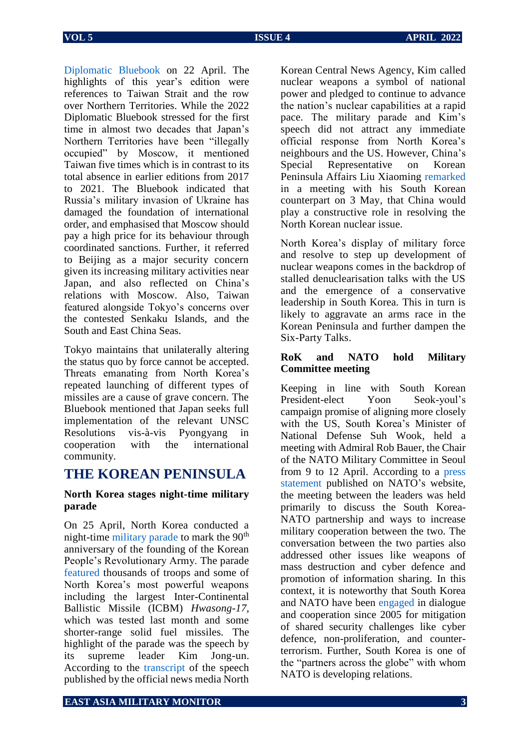Diplomatic Bluebook on 22 April. The highlights of this year's edition were references to Taiwan Strait and the row over Northern Territories. While the 2022 Diplomatic Bluebook stressed for the first time in almost two decades that Japan's Northern Territories have been "illegally occupied" by Moscow, it mentioned Taiwan five times which is in contrast to its total absence in earlier editions from 2017 to 2021. The Bluebook indicated that Russia's military invasion of Ukraine has damaged the foundation of international order, and emphasised that Moscow should pay a high price for its behaviour through coordinated sanctions. Further, it referred to Beijing as a major security concern given its increasing military activities near Japan, and also reflected on China's relations with Moscow. Also, Taiwan featured alongside Tokyo's concerns over the contested Senkaku Islands, and the South and East China Seas.

Tokyo maintains that unilaterally altering the status quo by force cannot be accepted. Threats emanating from North Korea's repeated launching of different types of missiles are a cause of grave concern. The Bluebook mentioned that Japan seeks full implementation of the relevant UNSC Resolutions vis-à-vis Pyongyang in cooperation with the international community.

## THE KOREAN PENINSULA

### North Korea stages night-time military parade

On 25 April, North Korea conducted a night-time military parade to mark the 90th anniversary of the founding of the Korean People's Revolutionary Army. The parade featured thousands of troops and some of North Korea's most powerful weapons including the largest Inter-Continental Ballistic Missile (ICBM) *Hwasong-17*, which was tested last month and some shorter-range solid fuel missiles. The highlight of the parade was the speech by its supreme leader Kim Jong-un. According to the transcript of the speech published by the official news media North Korean Central News Agency, Kim called nuclear weapons a symbol of national power and pledged to continue to advance the nation's nuclear capabilities at a rapid pace. The military parade and Kim's speech did not attract any immediate official response from North Korea's neighbours and the US. However, China's Special Representative on Korean Peninsula Affairs Liu Xiaoming remarked in a meeting with his South Korean counterpart on 3 May, that China would play a constructive role in resolving the North Korean nuclear issue.

North Korea's display of military force and resolve to step up development of nuclear weapons comes in the backdrop of stalled denuclearisation talks with the US and the emergence of a conservative leadership in South Korea. This in turn is likely to aggravate an arms race in the Korean Peninsula and further dampen the Six-Party Talks.

### RoK and NATO hold Military Committee meeting

Keeping in line with South Korean President-elect Yoon Seok-youl's campaign promise of aligning more closely with the US, South Korea's Minister of National Defense Suh Wook, held a meeting with Admiral Rob Bauer, the Chair of the NATO Military Committee in Seoul from 9 to 12 April. According to a press statement published on NATO's website, the meeting between the leaders was held primarily to discuss the South Korea-NATO partnership and ways to increase military cooperation between the two. The conversation between the two parties also addressed other issues like weapons of mass destruction and cyber defence and promotion of information sharing. In this context, it is noteworthy that South Korea and NATO have been engaged in dialogue and cooperation since 2005 for mitigation of shared security challenges like cyber defence, non-proliferation, and counter-terrorism. Further, South Korea is one of the "partners across the globe" with whom NATO is developing relations.